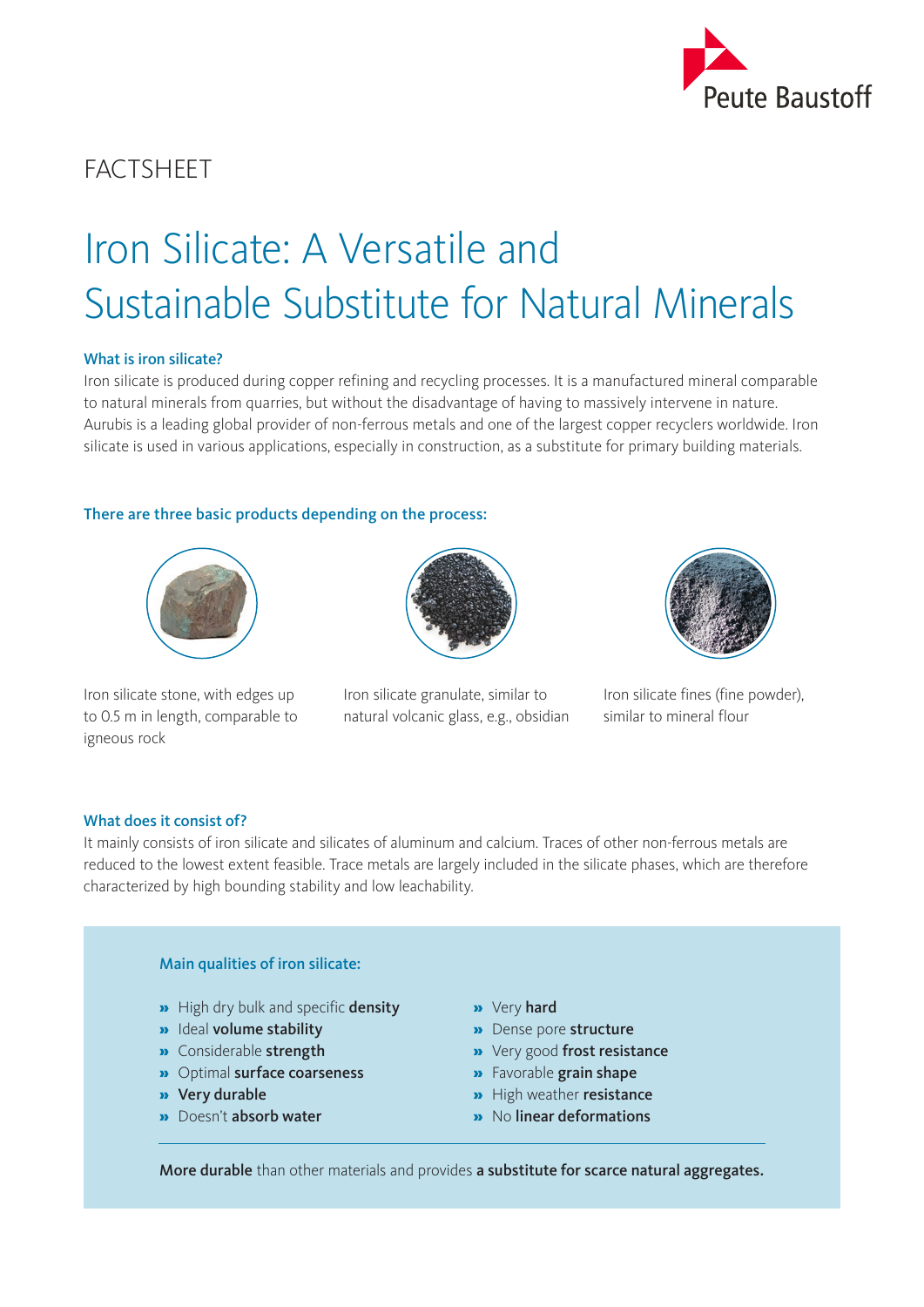Peute Baustoff

FACTSHEET

# Iron Silicate: A Versatile and Sustainable Substitute for Natural Minerals

### What is iron silicate?

Iron silicate is produced during copper refining and recycling processes. It is a manufactured mineral comparable to natural minerals from quarries, but without the disadvantage of having to massively intervene in nature. Aurubis is a leading global provider of non-ferrous metals and one of the largest copper recyclers worldwide. Iron silicate is used in various applications, especially in construction, as a substitute for primary building materials.

### There are three basic products depending on the process:

Iron silicate stone, with edges up to 0.5 m in length, comparable to igneous rock

Iron silicate granulate, similar to natural volcanic glass, e.g., obsidian

Iron silicate fines (fine powder), similar to mineral flour

### What does it consist of?

It mainly consists of iron silicate and silicates of aluminum and calcium. Traces of other non-ferrous metals are reduced to the lowest extent feasible. Trace metals are largely included in the silicate phases, which are therefore characterized by high bounding stability and low leachability.

### Main qualities of iron silicate:

- High dry bulk and specific **density**
- Ideal **volume stability**
- Considerable **strength**
- Optimal **surface coarseness**
- **Very durable**
- Doesn't **absorb water**
- Very **hard**
- Dense pore **structure**
- Very good **frost resistance**
- Favorable **grain shape**
- High weather **resistance**
- No **linear deformations**

**More durable** than other materials and provides **a substitute for scarce natural aggregates.**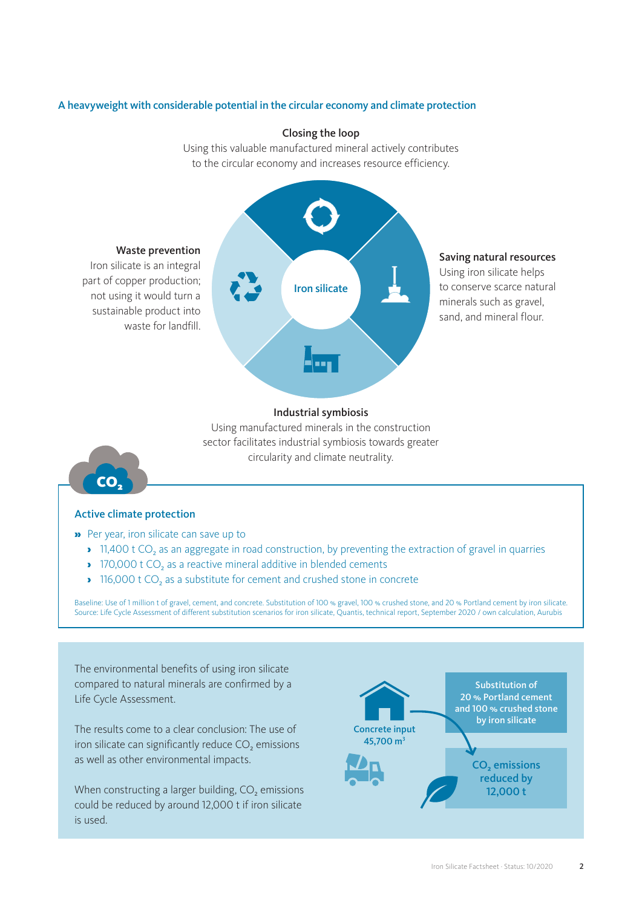## A heavyweight with considerable potential in the circular economy and climate protection

**Closing the loop**
Using this valuable manufactured mineral actively contributes to the circular economy and increases resource efficiency.

**Waste prevention**
Iron silicate is an integral part of copper production; not using it would turn a sustainable product into waste for landfill.

Iron silicate

**Saving natural resources**
Using iron silicate helps to conserve scarce natural minerals such as gravel, sand, and mineral flour.

**Industrial symbiosis**
Using manufactured minerals in the construction sector facilitates industrial symbiosis towards greater circularity and climate neutrality.

$CO_2$

### Active climate protection

» Per year, iron silicate can save up to
- 11,400 t $CO_2$ as an aggregate in road construction, by preventing the extraction of gravel in quarries
- 170,000 t $CO_2$ as a reactive mineral additive in blended cements
- 116,000 t $CO_2$ as a substitute for cement and crushed stone in concrete

Baseline: Use of 1 million t of gravel, cement, and concrete. Substitution of 100 % gravel, 100 % crushed stone, and 20 % Portland cement by iron silicate.
Source: Life Cycle Assessment of different substitution scenarios for iron silicate, Quantis, technical report, September 2020 / own calculation, Aurubis

The environmental benefits of using iron silicate compared to natural minerals are confirmed by a Life Cycle Assessment.

The results come to a clear conclusion: The use of iron silicate can significantly reduce $CO_2$ emissions as well as other environmental impacts.

When constructing a larger building, $CO_2$ emissions could be reduced by around 12,000 t if iron silicate is used.

Concrete input
45,700 $m^3$

Substitution of 20 % Portland cement and 100 % crushed stone by iron silicate

$CO_2$ emissions reduced by 12,000 t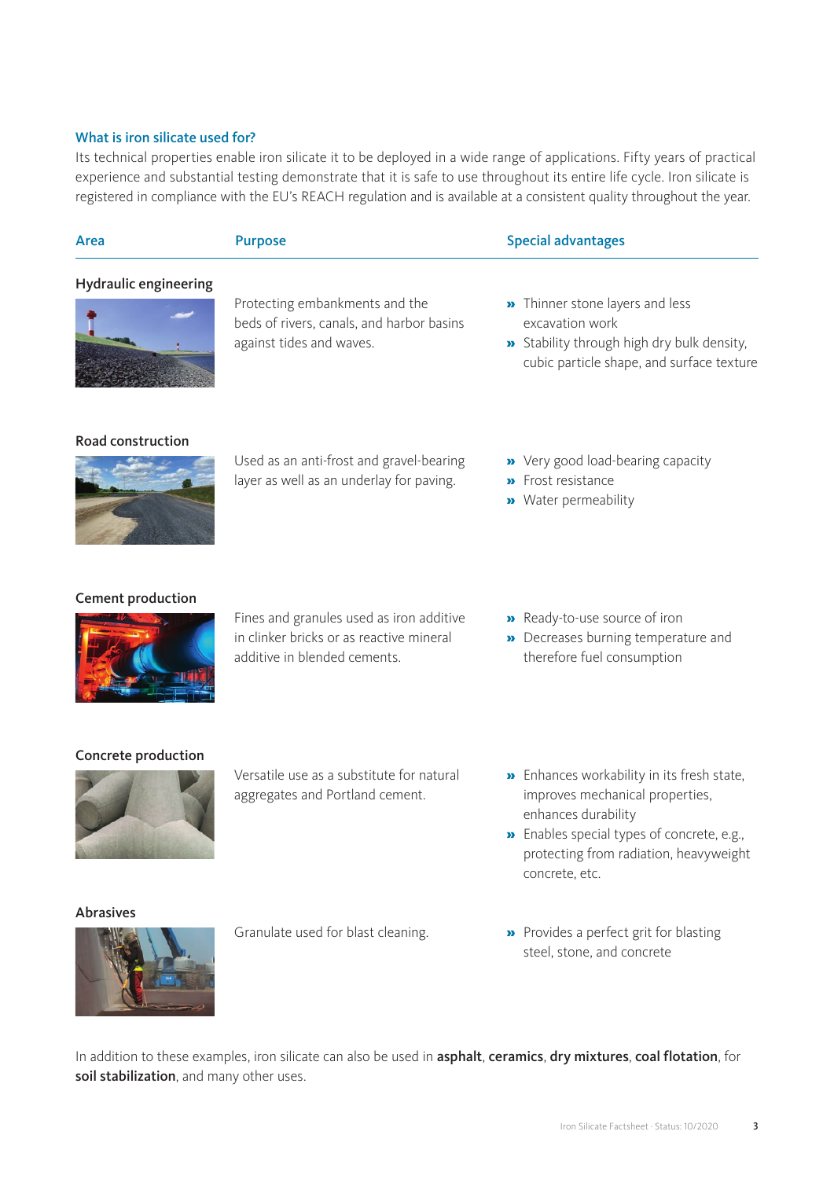### What is iron silicate used for?

Its technical properties enable iron silicate it to be deployed in a wide range of applications. Fifty years of practical experience and substantial testing demonstrate that it is safe to use throughout its entire life cycle. Iron silicate is registered in compliance with the EU's REACH regulation and is available at a consistent quality throughout the year.

| Area | Purpose | Special advantages |
| --- | --- | --- |
| **Hydraulic engineering** | Protecting embankments and the beds of rivers, canals, and harbor basins against tides and waves. | » Thinner stone layers and less excavation work<br>» Stability through high dry bulk density, cubic particle shape, and surface texture |
| **Road construction** | Used as an anti-frost and gravel-bearing layer as well as an underlay for paving. | » Very good load-bearing capacity<br>» Frost resistance<br>» Water permeability |
| **Cement production** | Fines and granules used as iron additive in clinker bricks or as reactive mineral additive in blended cements. | » Ready-to-use source of iron<br>» Decreases burning temperature and therefore fuel consumption |
| **Concrete production** | Versatile use as a substitute for natural aggregates and Portland cement. | » Enhances workability in its fresh state, improves mechanical properties, enhances durability<br>» Enables special types of concrete, e.g., protecting from radiation, heavyweight concrete, etc. |
| **Abrasives** | Granulate used for blast cleaning. | » Provides a perfect grit for blasting steel, stone, and concrete |

In addition to these examples, iron silicate can also be used in **asphalt**, **ceramics**, **dry mixtures**, **coal flotation**, for **soil stabilization**, and many other uses.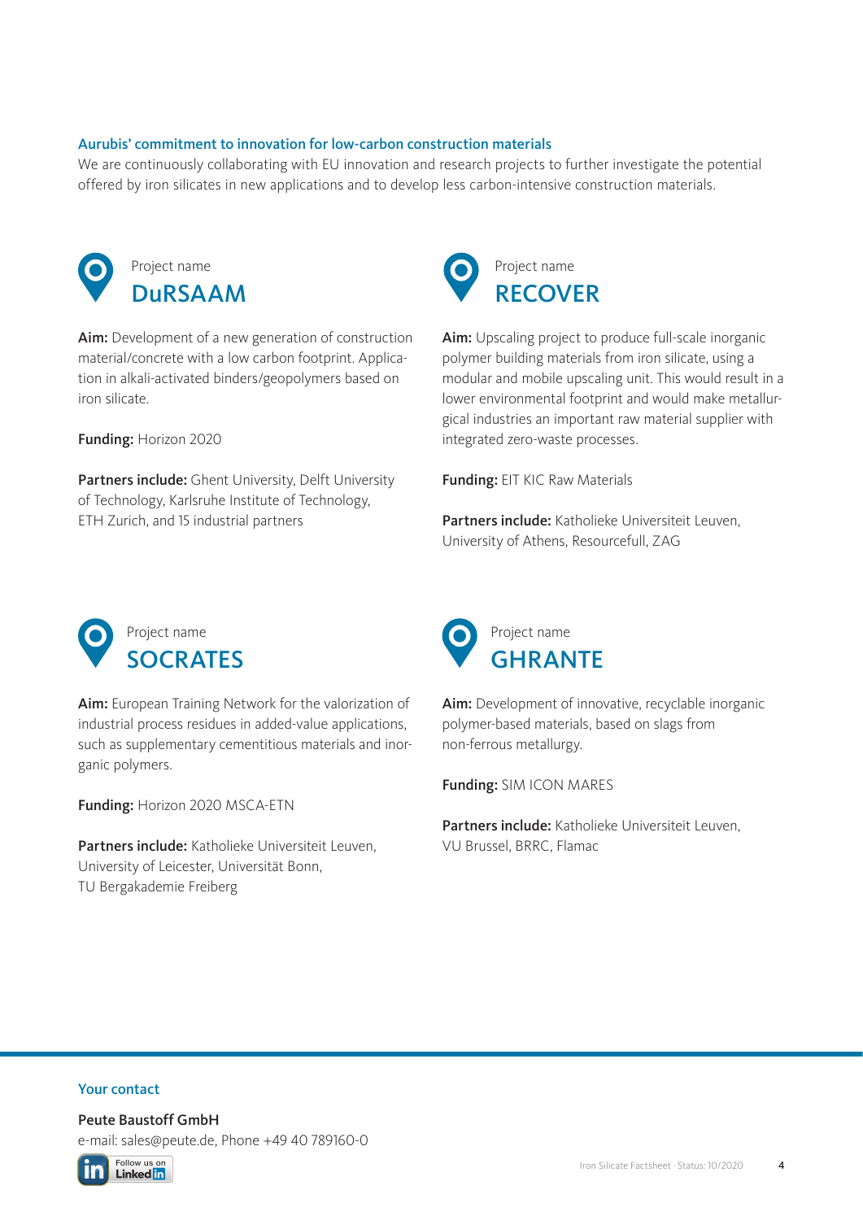## Aurubis' commitment to innovation for low-carbon construction materials

We are continuously collaborating with EU innovation and research projects to further investigate the potential offered by iron silicates in new applications and to develop less carbon-intensive construction materials.

Project name

### DuRSAAM

**Aim:** Development of a new generation of construction material/concrete with a low carbon footprint. Application in alkali-activated binders/geopolymers based on iron silicate.

**Funding:** Horizon 2020

**Partners include:** Ghent University, Delft University of Technology, Karlsruhe Institute of Technology, ETH Zurich, and 15 industrial partners

Project name

### RECOVER

**Aim:** Upscaling project to produce full-scale inorganic polymer building materials from iron silicate, using a modular and mobile upscaling unit. This would result in a lower environmental footprint and would make metallurgical industries an important raw material supplier with integrated zero-waste processes.

**Funding:** EIT KIC Raw Materials

**Partners include:** Katholieke Universiteit Leuven, University of Athens, Resourcefull, ZAG

Project name

### SOCRATES

**Aim:** European Training Network for the valorization of industrial process residues in added-value applications, such as supplementary cementitious materials and inorganic polymers.

**Funding:** Horizon 2020 MSCA-ETN

**Partners include:** Katholieke Universiteit Leuven, University of Leicester, Universität Bonn, TU Bergakademie Freiberg

Project name

### GHRANTE

**Aim:** Development of innovative, recyclable inorganic polymer-based materials, based on slags from non-ferrous metallurgy.

**Funding:** SIM ICON MARES

**Partners include:** Katholieke Universiteit Leuven, VU Brussel, BRRC, Flamac

### Your contact

**Peute Baustoff GmbH**
e-mail: sales@peute.de, Phone +49 40 789160-0

Follow us on LinkedIn

Iron Silicate Factsheet · Status: 10/2020